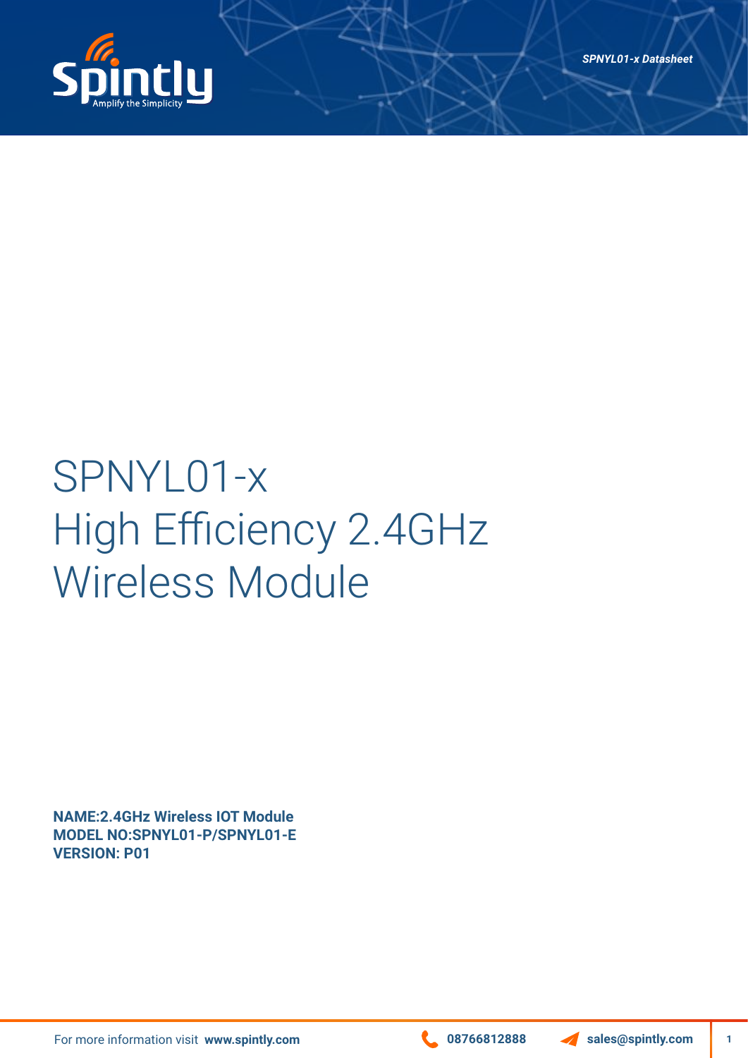# SPNYL01-x High Efficiency 2.4GHz Wireless Module

**NAME:2.4GHz Wireless IOT Module**
**MODEL NO:SPNYL01-P/SPNYL01-E**
**VERSION: P01**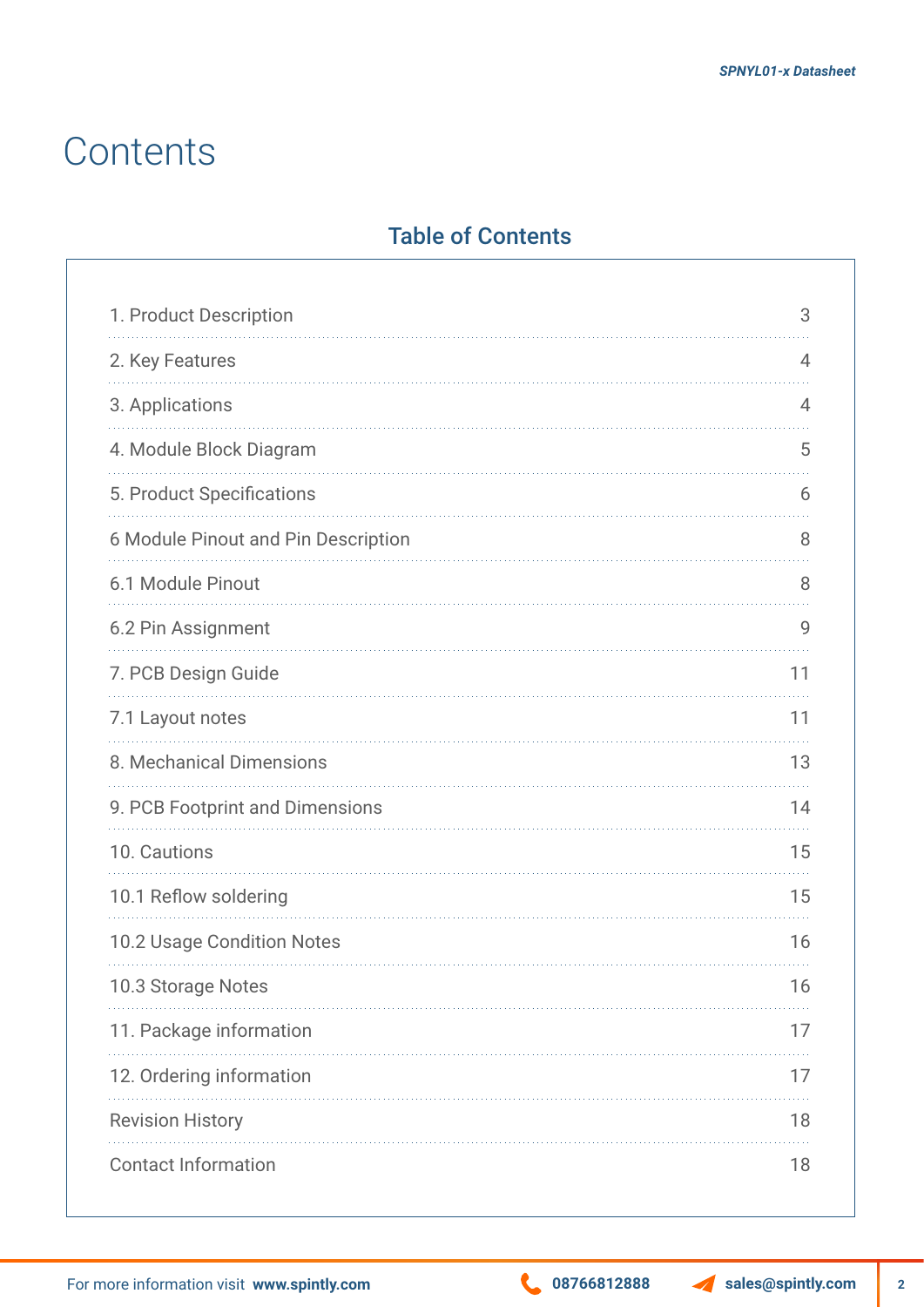# Contents

## Table of Contents

| | |
|---|---|
| 1. Product Description | 3 |
| 2. Key Features | 4 |
| 3. Applications | 4 |
| 4. Module Block Diagram | 5 |
| 5. Product Specifications | 6 |
| 6 Module Pinout and Pin Description | 8 |
| 6.1 Module Pinout | 8 |
| 6.2 Pin Assignment | 9 |
| 7. PCB Design Guide | 11 |
| 7.1 Layout notes | 11 |
| 8. Mechanical Dimensions | 13 |
| 9. PCB Footprint and Dimensions | 14 |
| 10. Cautions | 15 |
| 10.1 Reflow soldering | 15 |
| 10.2 Usage Condition Notes | 16 |
| 10.3 Storage Notes | 16 |
| 11. Package information | 17 |
| 12. Ordering information | 17 |
| Revision History | 18 |
| Contact Information | 18 |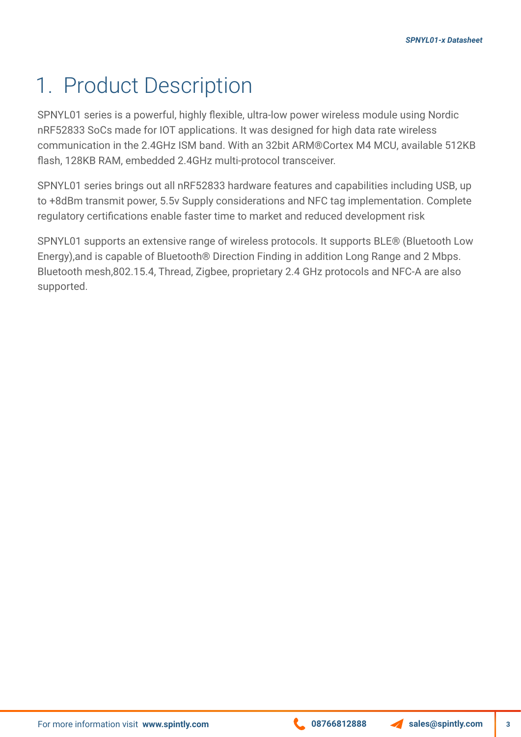# 1. Product Description

SPNYL01 series is a powerful, highly flexible, ultra-low power wireless module using Nordic nRF52833 SoCs made for IOT applications. It was designed for high data rate wireless communication in the 2.4GHz ISM band. With an 32bit ARM®Cortex M4 MCU, available 512KB flash, 128KB RAM, embedded 2.4GHz multi-protocol transceiver.

SPNYL01 series brings out all nRF52833 hardware features and capabilities including USB, up to +8dBm transmit power, 5.5v Supply considerations and NFC tag implementation. Complete regulatory certifications enable faster time to market and reduced development risk

SPNYL01 supports an extensive range of wireless protocols. It supports BLE® (Bluetooth Low Energy),and is capable of Bluetooth® Direction Finding in addition Long Range and 2 Mbps. Bluetooth mesh,802.15.4, Thread, Zigbee, proprietary 2.4 GHz protocols and NFC-A are also supported.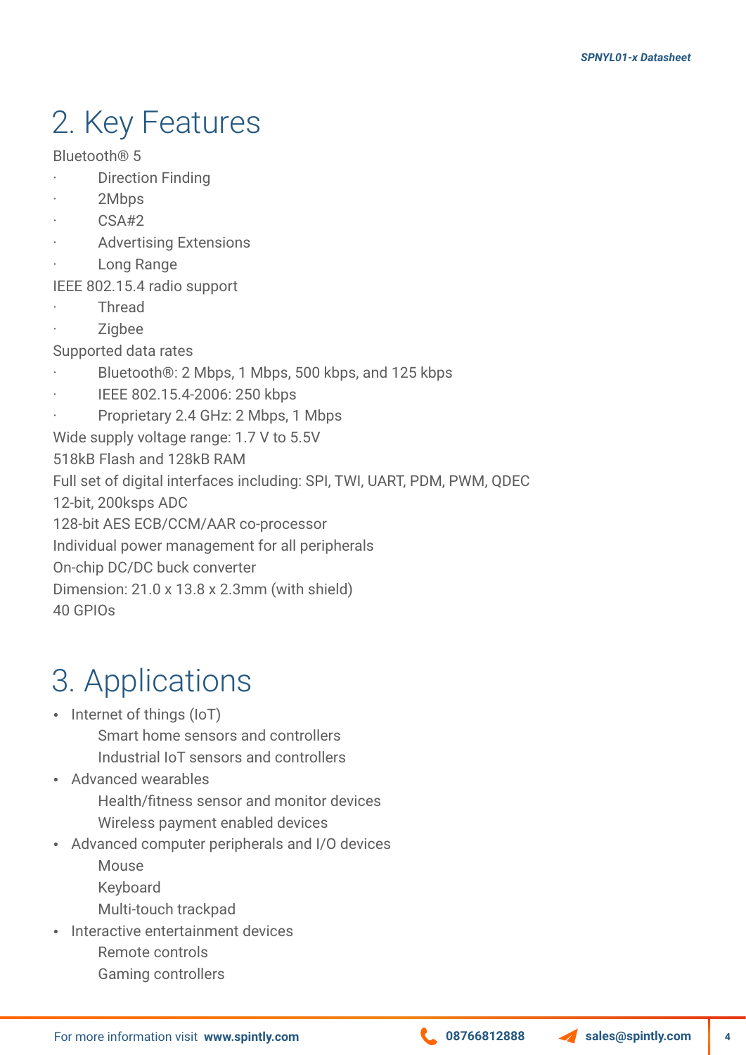## 2. Key Features

Bluetooth® 5

- Direction Finding
- 2Mbps
- CSA#2
- Advertising Extensions
- Long Range

IEEE 802.15.4 radio support

- Thread
- Zigbee

Supported data rates

- Bluetooth®: 2 Mbps, 1 Mbps, 500 kbps, and 125 kbps
- IEEE 802.15.4-2006: 250 kbps
- Proprietary 2.4 GHz: 2 Mbps, 1 Mbps

Wide supply voltage range: 1.7 V to 5.5V

518kB Flash and 128kB RAM

Full set of digital interfaces including: SPI, TWI, UART, PDM, PWM, QDEC

12-bit, 200ksps ADC

128-bit AES ECB/CCM/AAR co-processor

Individual power management for all peripherals

On-chip DC/DC buck converter

Dimension: 21.0 x 13.8 x 2.3mm (with shield)

40 GPIOs

## 3. Applications

- Internet of things (IoT)
  - Smart home sensors and controllers
  - Industrial IoT sensors and controllers
- Advanced wearables
  - Health/fitness sensor and monitor devices
  - Wireless payment enabled devices
- Advanced computer peripherals and I/O devices
  - Mouse
  - Keyboard
  - Multi-touch trackpad
- Interactive entertainment devices
  - Remote controls
  - Gaming controllers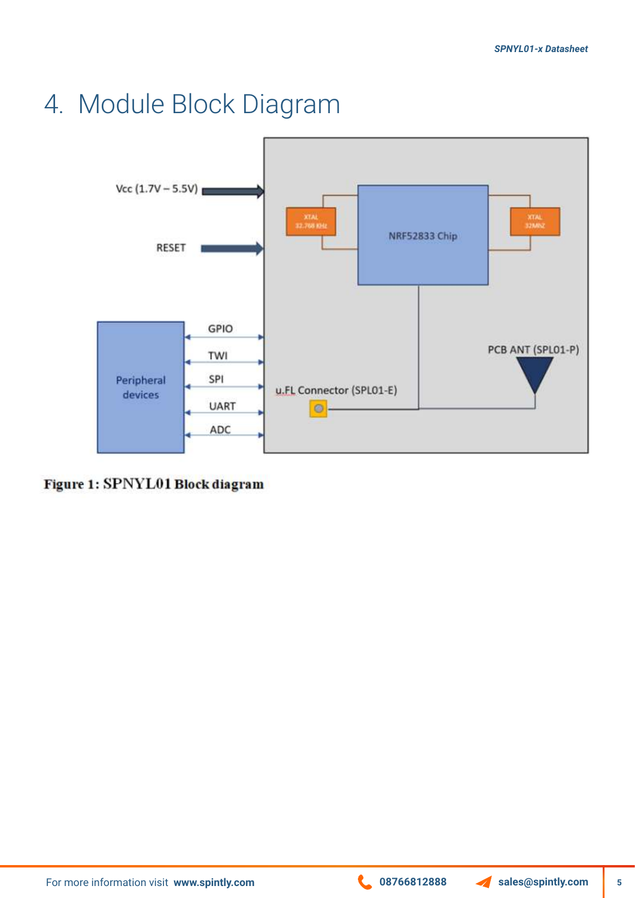# 4. Module Block Diagram

Figure 1: SPNYL01 Block diagram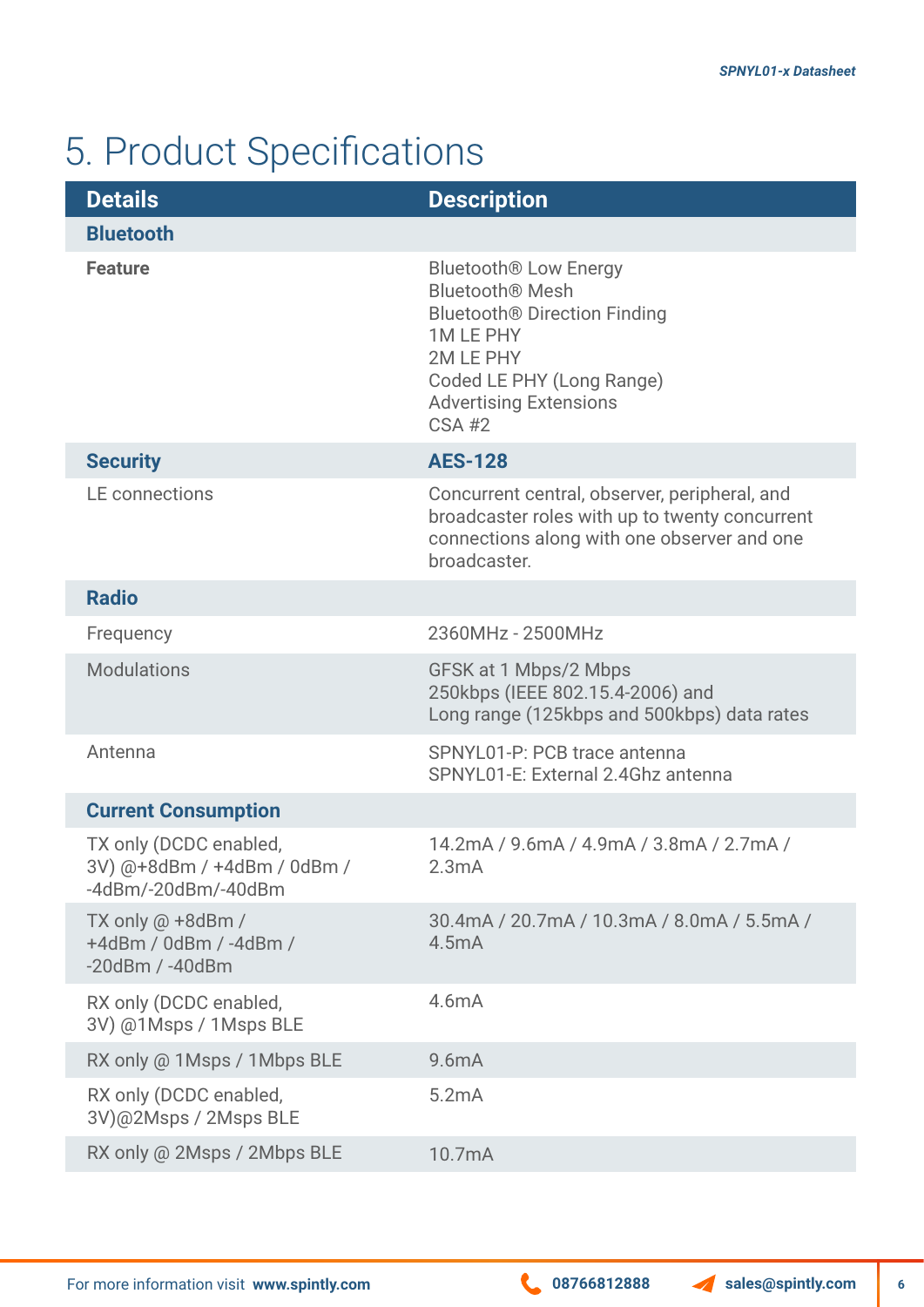# 5. Product Specifications

| Details | Description |
|---|---|
| **Bluetooth** | |
| **Feature** | Bluetooth® Low Energy<br>Bluetooth® Mesh<br>Bluetooth® Direction Finding<br>1M LE PHY<br>2M LE PHY<br>Coded LE PHY (Long Range)<br>Advertising Extensions<br>CSA #2 |
| **Security** | **AES-128** |
| LE connections | Concurrent central, observer, peripheral, and broadcaster roles with up to twenty concurrent connections along with one observer and one broadcaster. |
| **Radio** | |
| Frequency | 2360MHz - 2500MHz |
| Modulations | GFSK at 1 Mbps/2 Mbps<br>250kbps (IEEE 802.15.4-2006) and<br>Long range (125kbps and 500kbps) data rates |
| Antenna | SPNYL01-P: PCB trace antenna<br>SPNYL01-E: External 2.4Ghz antenna |
| **Current Consumption** | |
| TX only (DCDC enabled, 3V) @+8dBm / +4dBm / 0dBm / -4dBm/-20dBm/-40dBm | 14.2mA / 9.6mA / 4.9mA / 3.8mA / 2.7mA / 2.3mA |
| TX only @ +8dBm / +4dBm / 0dBm / -4dBm / -20dBm / -40dBm | 30.4mA / 20.7mA / 10.3mA / 8.0mA / 5.5mA / 4.5mA |
| RX only (DCDC enabled, 3V) @1Msps / 1Msps BLE | 4.6mA |
| RX only @ 1Msps / 1Mbps BLE | 9.6mA |
| RX only (DCDC enabled, 3V)@2Msps / 2Msps BLE | 5.2mA |
| RX only @ 2Msps / 2Mbps BLE | 10.7mA |

For more information visit **www.spintly.com** **08766812888** **sales@spintly.com**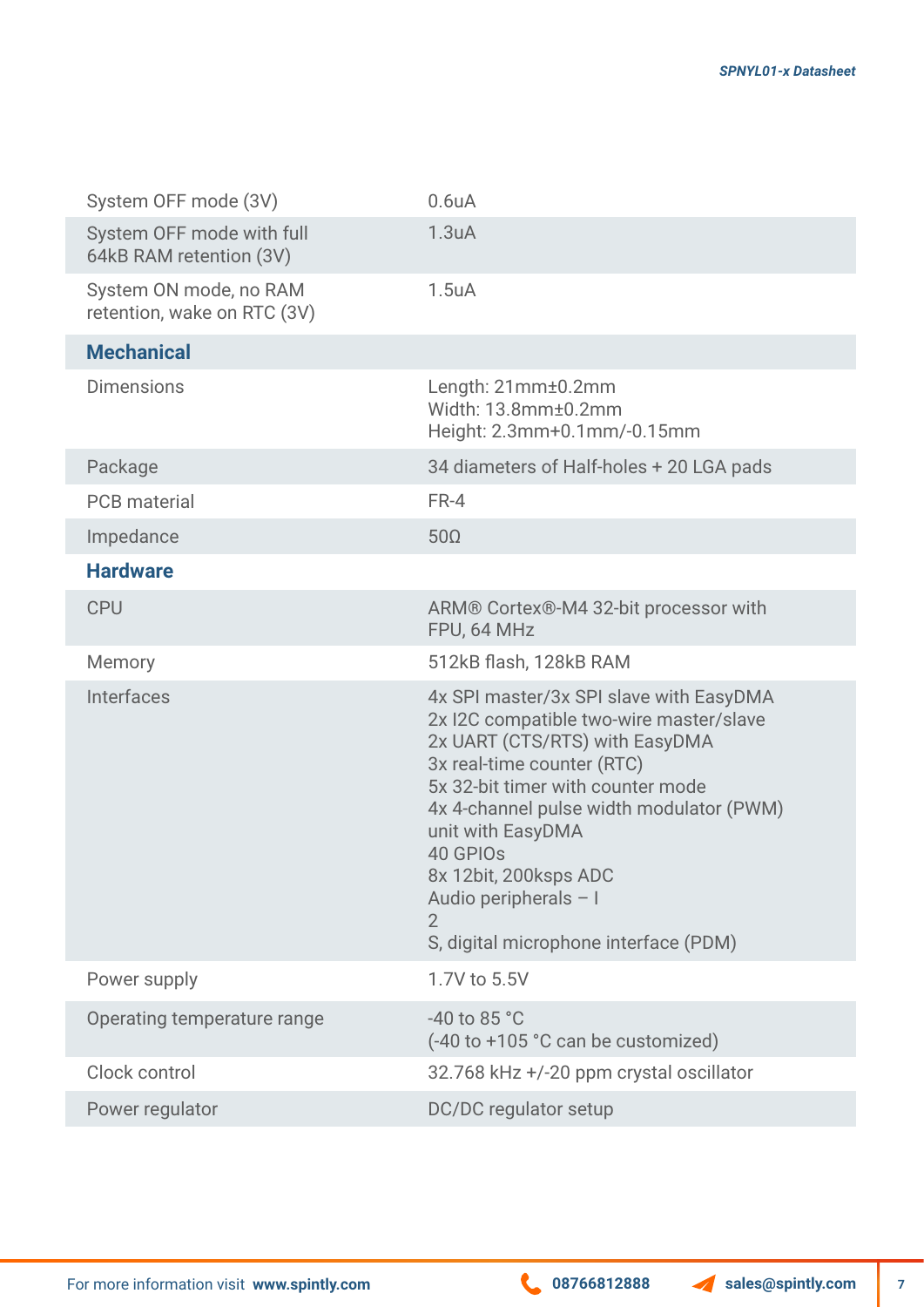| | |
|---|---|
| System OFF mode (3V) | 0.6uA |
| System OFF mode with full 64kB RAM retention (3V) | 1.3uA |
| System ON mode, no RAM retention, wake on RTC (3V) | 1.5uA |
| **Mechanical** | |
| Dimensions | Length: 21mm±0.2mm<br>Width: 13.8mm±0.2mm<br>Height: 2.3mm+0.1mm/-0.15mm |
| Package | 34 diameters of Half-holes + 20 LGA pads |
| PCB material | FR-4 |
| Impedance | 50Ω |
| **Hardware** | |
| CPU | ARM® Cortex®-M4 32-bit processor with FPU, 64 MHz |
| Memory | 512kB flash, 128kB RAM |
| Interfaces | 4x SPI master/3x SPI slave with EasyDMA<br>2x I2C compatible two-wire master/slave<br>2x UART (CTS/RTS) with EasyDMA<br>3x real-time counter (RTC)<br>5x 32-bit timer with counter mode<br>4x 4-channel pulse width modulator (PWM) unit with EasyDMA<br>40 GPIOs<br>8x 12bit, 200ksps ADC<br>Audio peripherals – I<br>2<br>S, digital microphone interface (PDM) |
| Power supply | 1.7V to 5.5V |
| Operating temperature range | -40 to 85 °C<br>(-40 to +105 °C can be customized) |
| Clock control | 32.768 kHz +/-20 ppm crystal oscillator |
| Power regulator | DC/DC regulator setup |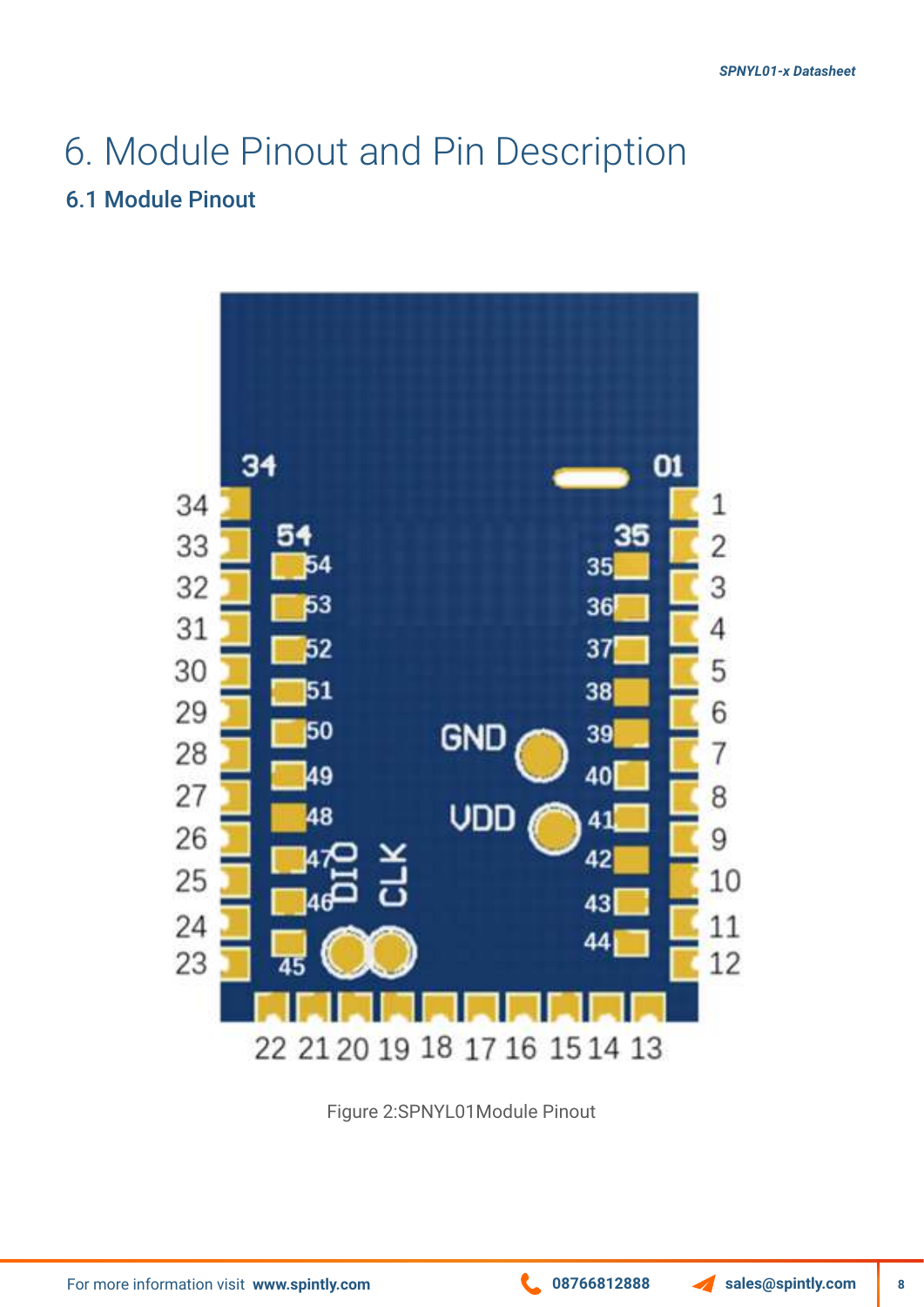# 6. Module Pinout and Pin Description

## 6.1 Module Pinout

Figure 2:SPNYL01Module Pinout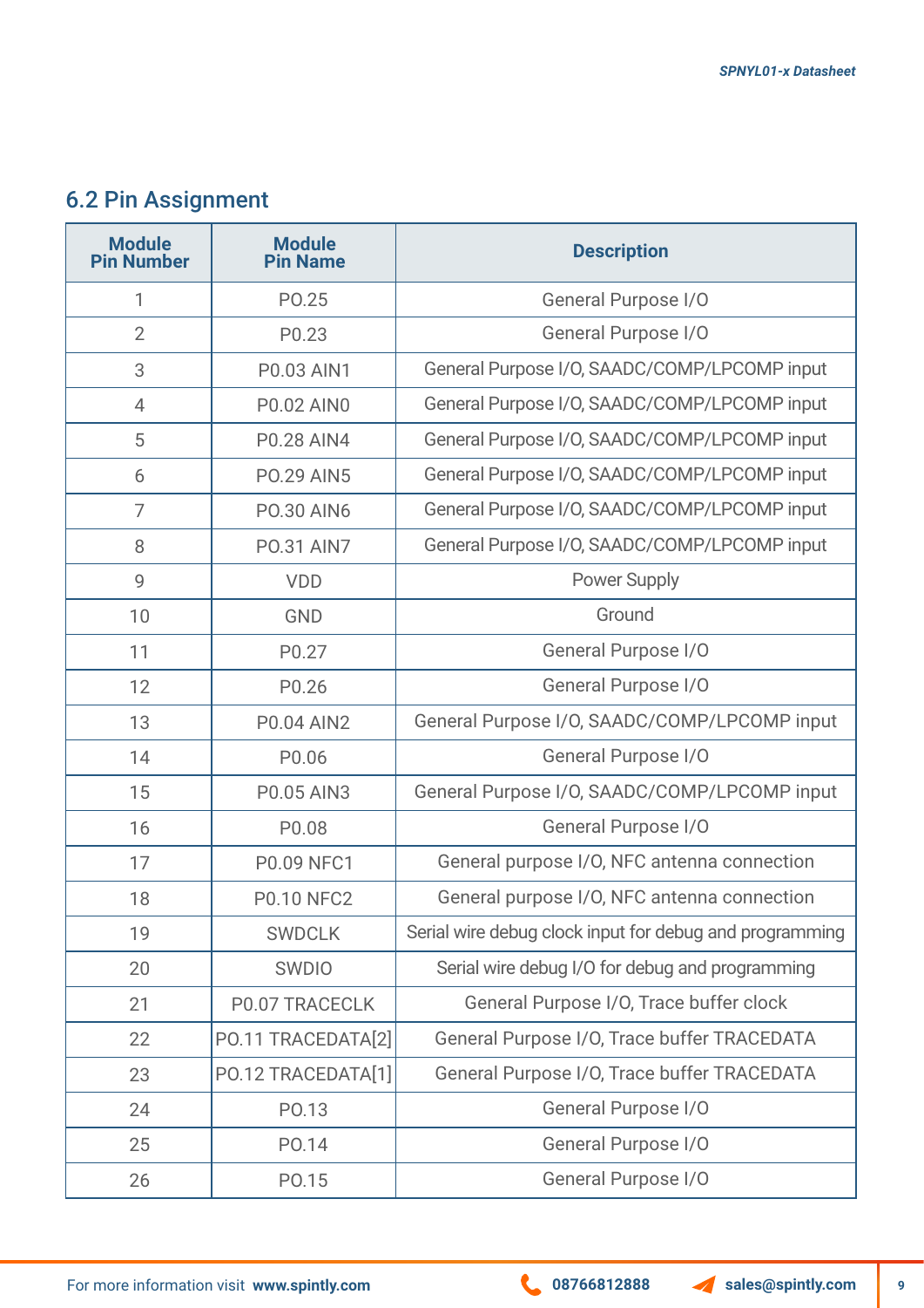## 6.2 Pin Assignment

| Module Pin Number | Module Pin Name | Description |
|---|---|---|
| 1 | P0.25 | General Purpose I/O |
| 2 | P0.23 | General Purpose I/O |
| 3 | P0.03 AIN1 | General Purpose I/O, SAADC/COMP/LPCOMP input |
| 4 | P0.02 AIN0 | General Purpose I/O, SAADC/COMP/LPCOMP input |
| 5 | P0.28 AIN4 | General Purpose I/O, SAADC/COMP/LPCOMP input |
| 6 | P0.29 AIN5 | General Purpose I/O, SAADC/COMP/LPCOMP input |
| 7 | P0.30 AIN6 | General Purpose I/O, SAADC/COMP/LPCOMP input |
| 8 | P0.31 AIN7 | General Purpose I/O, SAADC/COMP/LPCOMP input |
| 9 | VDD | Power Supply |
| 10 | GND | Ground |
| 11 | P0.27 | General Purpose I/O |
| 12 | P0.26 | General Purpose I/O |
| 13 | P0.04 AIN2 | General Purpose I/O, SAADC/COMP/LPCOMP input |
| 14 | P0.06 | General Purpose I/O |
| 15 | P0.05 AIN3 | General Purpose I/O, SAADC/COMP/LPCOMP input |
| 16 | P0.08 | General Purpose I/O |
| 17 | P0.09 NFC1 | General purpose I/O, NFC antenna connection |
| 18 | P0.10 NFC2 | General purpose I/O, NFC antenna connection |
| 19 | SWDCLK | Serial wire debug clock input for debug and programming |
| 20 | SWDIO | Serial wire debug I/O for debug and programming |
| 21 | P0.07 TRACECLK | General Purpose I/O, Trace buffer clock |
| 22 | P0.11 TRACEDATA[2] | General Purpose I/O, Trace buffer TRACEDATA |
| 23 | P0.12 TRACEDATA[1] | General Purpose I/O, Trace buffer TRACEDATA |
| 24 | P0.13 | General Purpose I/O |
| 25 | P0.14 | General Purpose I/O |
| 26 | P0.15 | General Purpose I/O |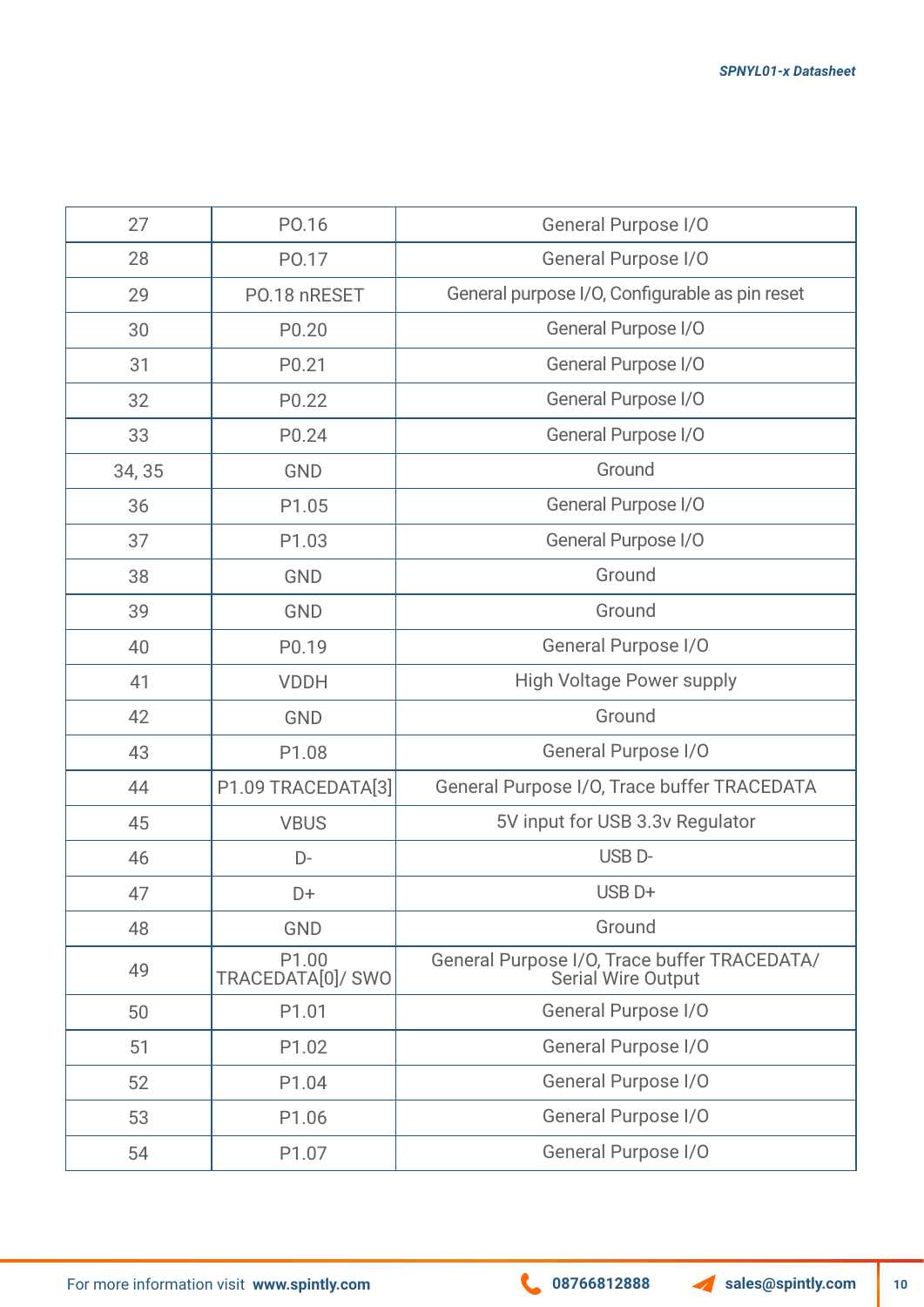| 27 | P0.16 | General Purpose I/O |
|---|---|---|
| 28 | P0.17 | General Purpose I/O |
| 29 | P0.18 nRESET | General purpose I/O, Configurable as pin reset |
| 30 | P0.20 | General Purpose I/O |
| 31 | P0.21 | General Purpose I/O |
| 32 | P0.22 | General Purpose I/O |
| 33 | P0.24 | General Purpose I/O |
| 34, 35 | GND | Ground |
| 36 | P1.05 | General Purpose I/O |
| 37 | P1.03 | General Purpose I/O |
| 38 | GND | Ground |
| 39 | GND | Ground |
| 40 | P0.19 | General Purpose I/O |
| 41 | VDDH | High Voltage Power supply |
| 42 | GND | Ground |
| 43 | P1.08 | General Purpose I/O |
| 44 | P1.09 TRACEDATA[3] | General Purpose I/O, Trace buffer TRACEDATA |
| 45 | VBUS | 5V input for USB 3.3v Regulator |
| 46 | D- | USB D- |
| 47 | D+ | USB D+ |
| 48 | GND | Ground |
| 49 | P1.00 TRACEDATA[0]/ SWO | General Purpose I/O, Trace buffer TRACEDATA/ Serial Wire Output |
| 50 | P1.01 | General Purpose I/O |
| 51 | P1.02 | General Purpose I/O |
| 52 | P1.04 | General Purpose I/O |
| 53 | P1.06 | General Purpose I/O |
| 54 | P1.07 | General Purpose I/O |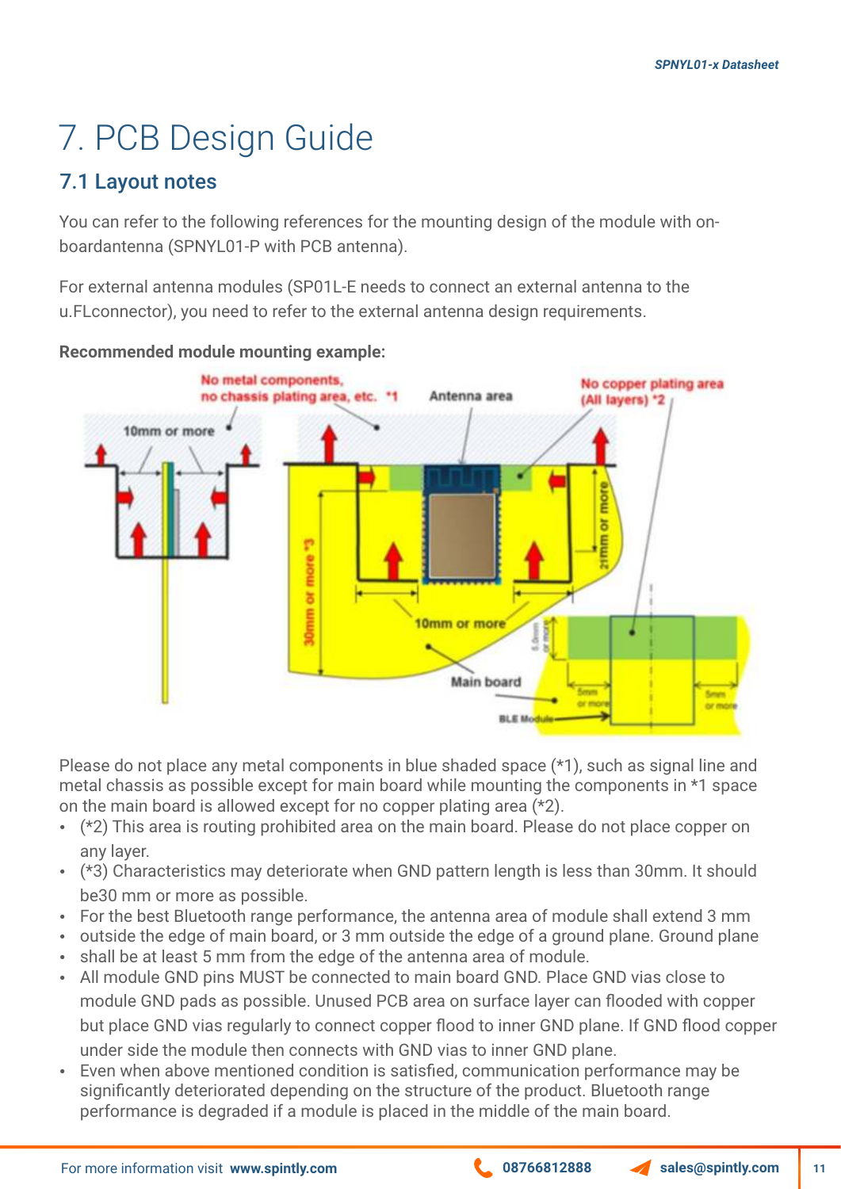# 7. PCB Design Guide

## 7.1 Layout notes

You can refer to the following references for the mounting design of the module with on-boardantenna (SPNYL01-P with PCB antenna).

For external antenna modules (SP01L-E needs to connect an external antenna to the u.FLconnector), you need to refer to the external antenna design requirements.

**Recommended module mounting example:**

Please do not place any metal components in blue shaded space (*1), such as signal line and metal chassis as possible except for main board while mounting the components in *1 space on the main board is allowed except for no copper plating area (*2).

- (*2) This area is routing prohibited area on the main board. Please do not place copper on any layer.
- (*3) Characteristics may deteriorate when GND pattern length is less than 30mm. It should be30 mm or more as possible.
- For the best Bluetooth range performance, the antenna area of module shall extend 3 mm
- outside the edge of main board, or 3 mm outside the edge of a ground plane. Ground plane
- shall be at least 5 mm from the edge of the antenna area of module.
- All module GND pins MUST be connected to main board GND. Place GND vias close to module GND pads as possible. Unused PCB area on surface layer can flooded with copper but place GND vias regularly to connect copper flood to inner GND plane. If GND flood copper under side the module then connects with GND vias to inner GND plane.
- Even when above mentioned condition is satisfied, communication performance may be significantly deteriorated depending on the structure of the product. Bluetooth range performance is degraded if a module is placed in the middle of the main board.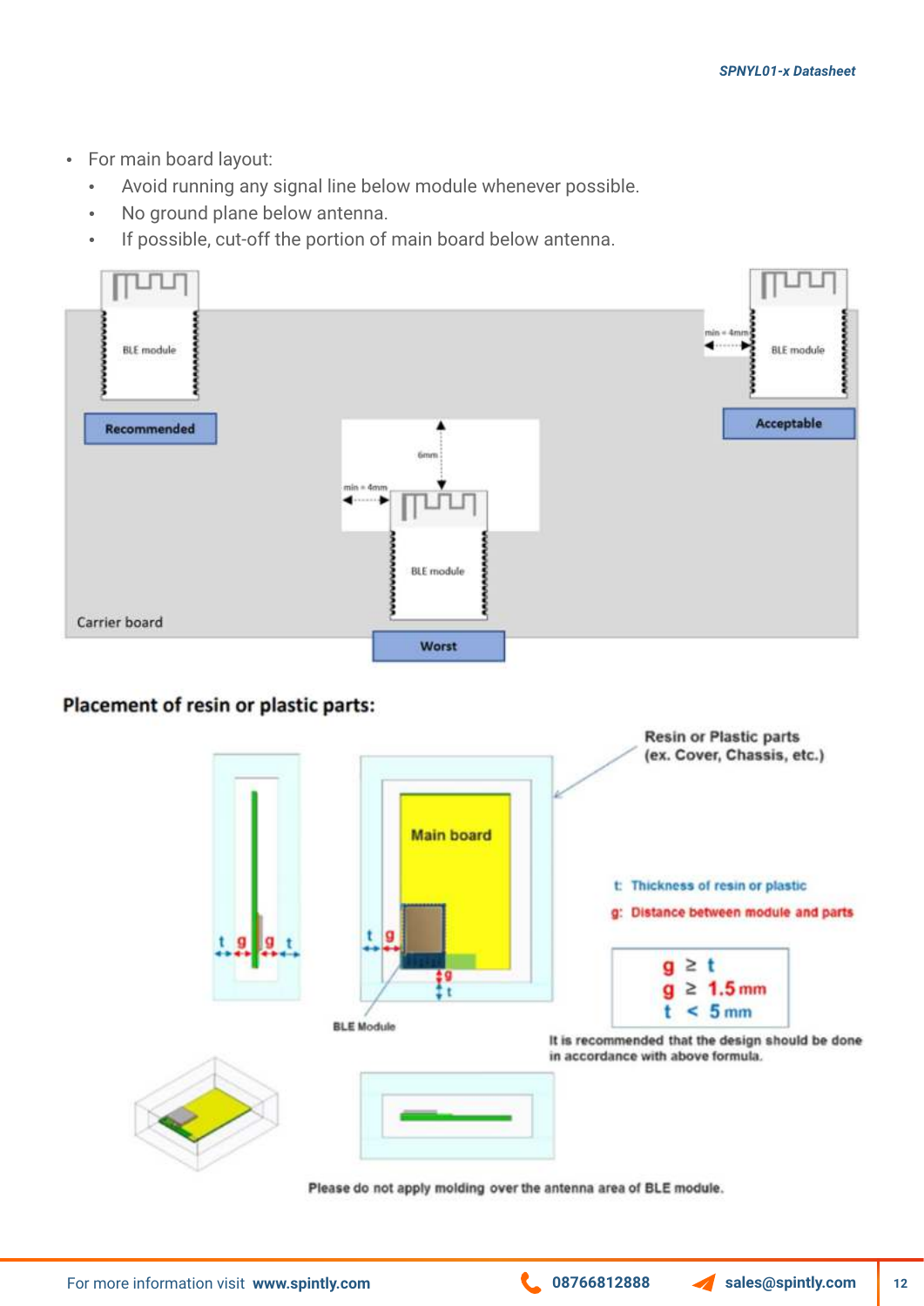- For main board layout:
  - Avoid running any signal line below module whenever possible.
  - No ground plane below antenna.
  - If possible, cut-off the portion of main board below antenna.

BLE module

Recommended

min = 4mm

BLE module

Acceptable

6mm

min = 4mm

BLE module

Carrier board

Worst

## Placement of resin or plastic parts:

Resin or Plastic parts (ex. Cover, Chassis, etc.)

Main board

t: Thickness of resin or plastic

g: Distance between module and parts

$g \geq t$

$g \geq 1.5$ mm

$t < 5$ mm

BLE Module

It is recommended that the design should be done in accordance with above formula.

Please do not apply molding over the antenna area of BLE module.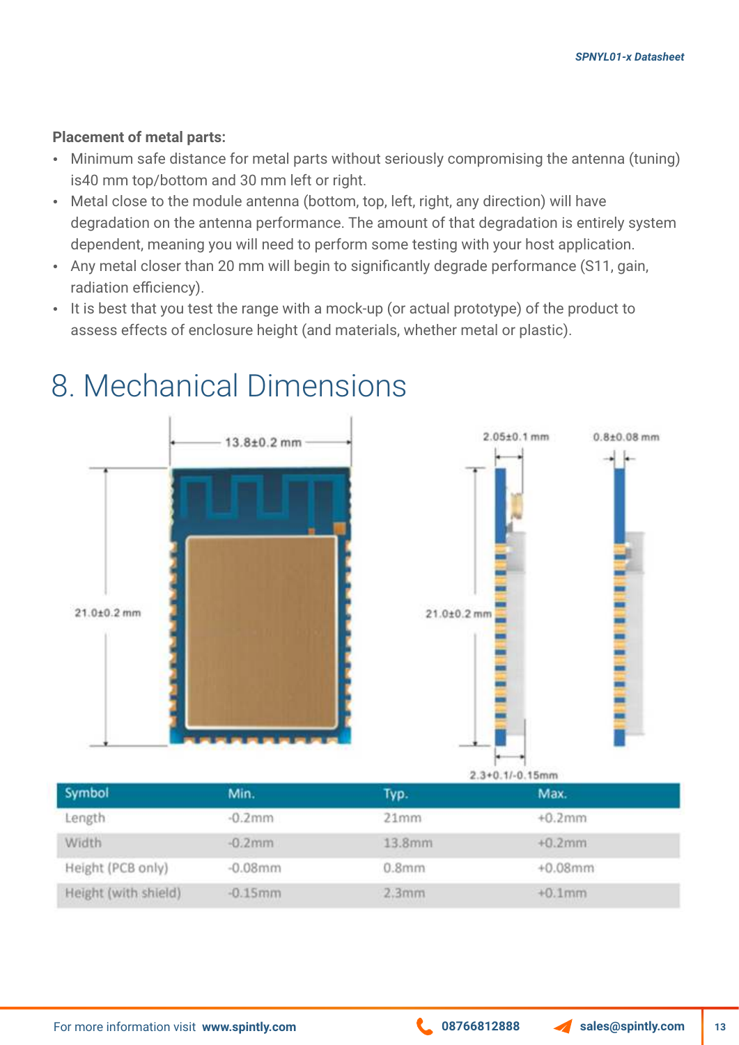**Placement of metal parts:**

- Minimum safe distance for metal parts without seriously compromising the antenna (tuning) is40 mm top/bottom and 30 mm left or right.
- Metal close to the module antenna (bottom, top, left, right, any direction) will have degradation on the antenna performance. The amount of that degradation is entirely system dependent, meaning you will need to perform some testing with your host application.
- Any metal closer than 20 mm will begin to significantly degrade performance (S11, gain, radiation efficiency).
- It is best that you test the range with a mock-up (or actual prototype) of the product to assess effects of enclosure height (and materials, whether metal or plastic).

# 8. Mechanical Dimensions

| Symbol | Min. | Typ. | Max. |
|---|---|---|---|
| Length | -0.2mm | 21mm | +0.2mm |
| Width | -0.2mm | 13.8mm | +0.2mm |
| Height (PCB only) | -0.08mm | 0.8mm | +0.08mm |
| Height (with shield) | -0.15mm | 2.3mm | +0.1mm |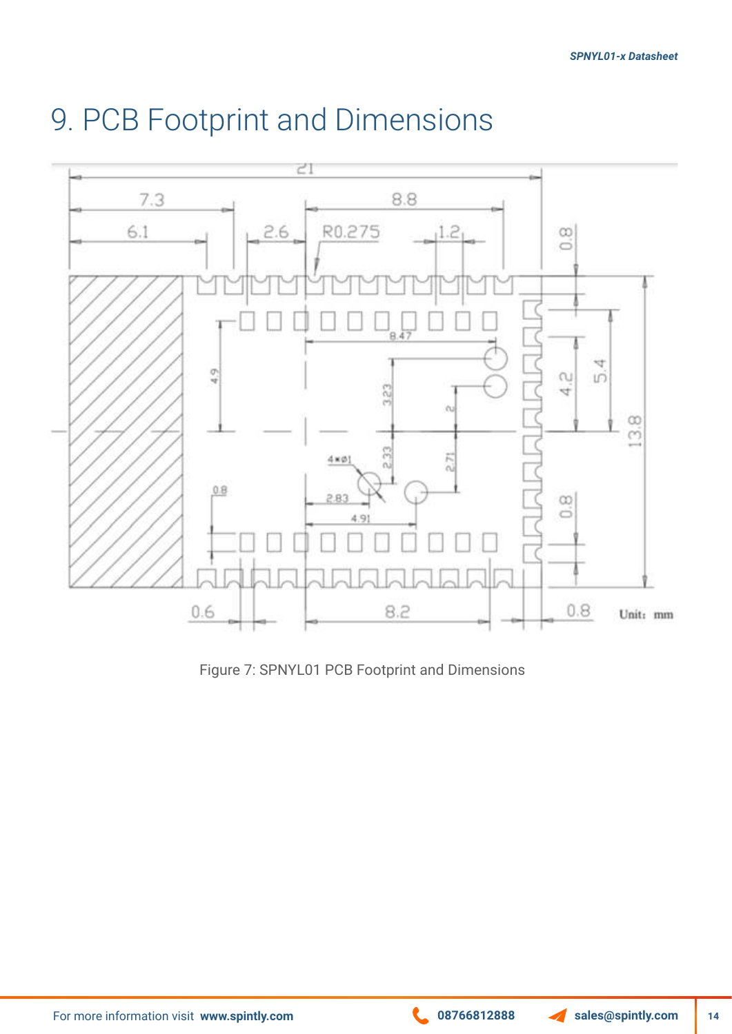# 9. PCB Footprint and Dimensions

Figure 7: SPNYL01 PCB Footprint and Dimensions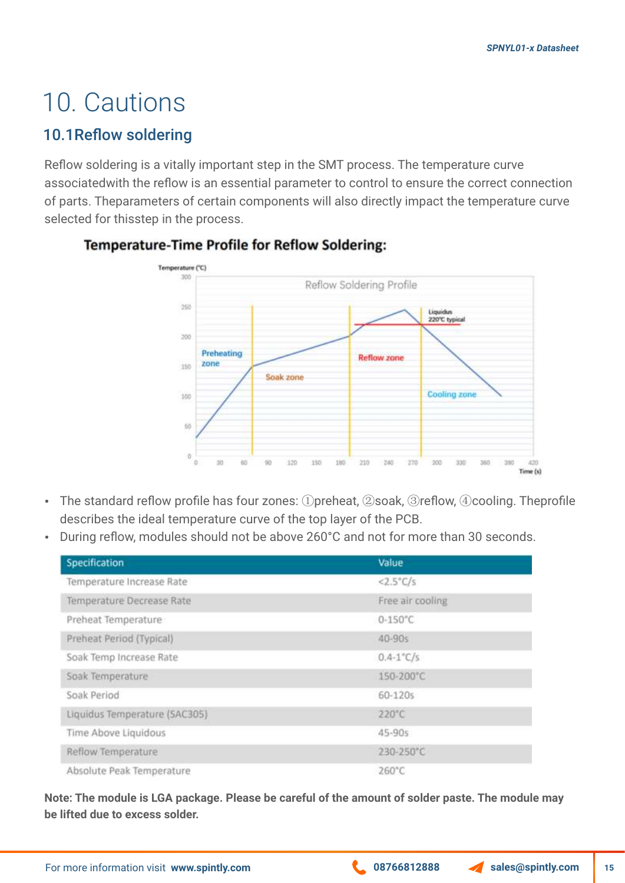# 10. Cautions

## 10.1Reflow soldering

Reflow soldering is a vitally important step in the SMT process. The temperature curve associatedwith the reflow is an essential parameter to control to ensure the correct connection of parts. Theparameters of certain components will also directly impact the temperature curve selected for thisstep in the process.

### Temperature-Time Profile for Reflow Soldering:

- The standard reflow profile has four zones: ①preheat, ②soak, ③reflow, ④cooling. Theprofile describes the ideal temperature curve of the top layer of the PCB.
- During reflow, modules should not be above 260°C and not for more than 30 seconds.

| Specification | Value |
|---|---|
| Temperature Increase Rate | <2.5°C/s |
| Temperature Decrease Rate | Free air cooling |
| Preheat Temperature | 0-150°C |
| Preheat Period (Typical) | 40-90s |
| Soak Temp Increase Rate | 0.4-1°C/s |
| Soak Temperature | 150-200°C |
| Soak Period | 60-120s |
| Liquidus Temperature (SAC305) | 220°C |
| Time Above Liquidous | 45-90s |
| Reflow Temperature | 230-250°C |
| Absolute Peak Temperature | 260°C |

**Note: The module is LGA package. Please be careful of the amount of solder paste. The module may be lifted due to excess solder.**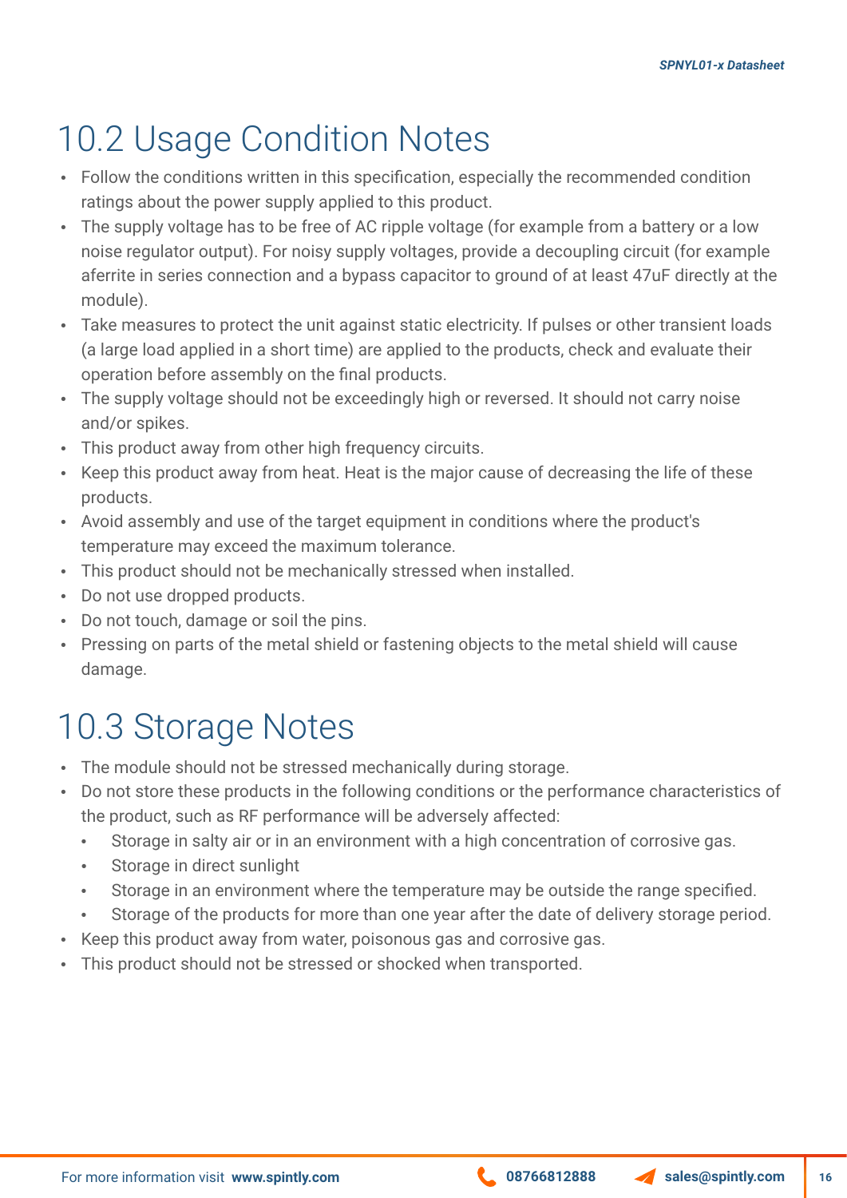## 10.2 Usage Condition Notes

- Follow the conditions written in this specification, especially the recommended condition ratings about the power supply applied to this product.
- The supply voltage has to be free of AC ripple voltage (for example from a battery or a low noise regulator output). For noisy supply voltages, provide a decoupling circuit (for example aferrite in series connection and a bypass capacitor to ground of at least 47uF directly at the module).
- Take measures to protect the unit against static electricity. If pulses or other transient loads (a large load applied in a short time) are applied to the products, check and evaluate their operation before assembly on the final products.
- The supply voltage should not be exceedingly high or reversed. It should not carry noise and/or spikes.
- This product away from other high frequency circuits.
- Keep this product away from heat. Heat is the major cause of decreasing the life of these products.
- Avoid assembly and use of the target equipment in conditions where the product's temperature may exceed the maximum tolerance.
- This product should not be mechanically stressed when installed.
- Do not use dropped products.
- Do not touch, damage or soil the pins.
- Pressing on parts of the metal shield or fastening objects to the metal shield will cause damage.

## 10.3 Storage Notes

- The module should not be stressed mechanically during storage.
- Do not store these products in the following conditions or the performance characteristics of the product, such as RF performance will be adversely affected:
  - Storage in salty air or in an environment with a high concentration of corrosive gas.
  - Storage in direct sunlight
  - Storage in an environment where the temperature may be outside the range specified.
  - Storage of the products for more than one year after the date of delivery storage period.
- Keep this product away from water, poisonous gas and corrosive gas.
- This product should not be stressed or shocked when transported.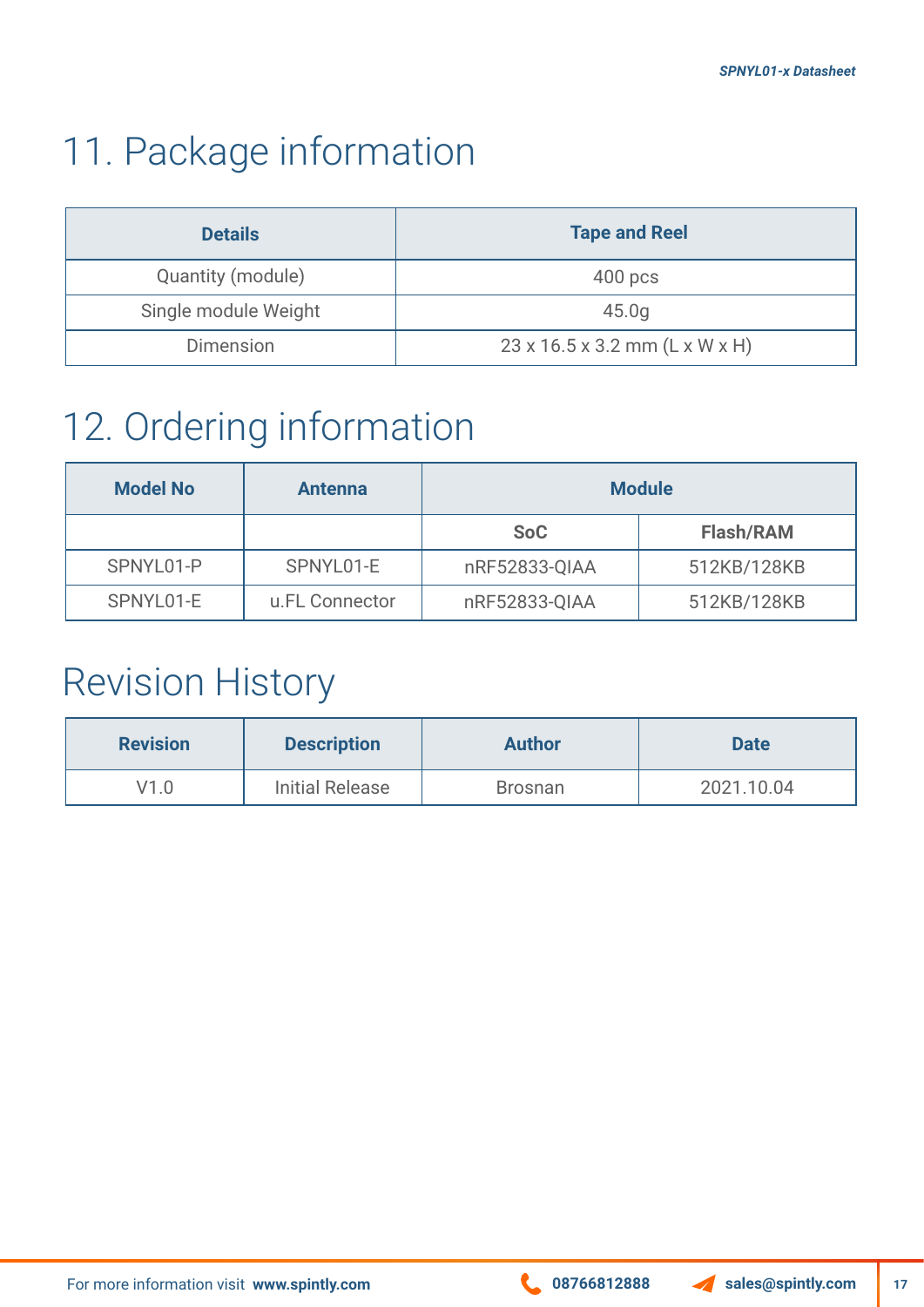# 11. Package information

| Details | Tape and Reel |
|---|---|
| Quantity (module) | 400 pcs |
| Single module Weight | 45.0g |
| Dimension | 23 x 16.5 x 3.2 mm (L x W x H) |

# 12. Ordering information

| Model No | Antenna | Module | |
|---|---|---|---|
| | | SoC | Flash/RAM |
| SPNYL01-P | SPNYL01-E | nRF52833-QIAA | 512KB/128KB |
| SPNYL01-E | u.FL Connector | nRF52833-QIAA | 512KB/128KB |

# Revision History

| Revision | Description | Author | Date |
|---|---|---|---|
| V1.0 | Initial Release | Brosnan | 2021.10.04 |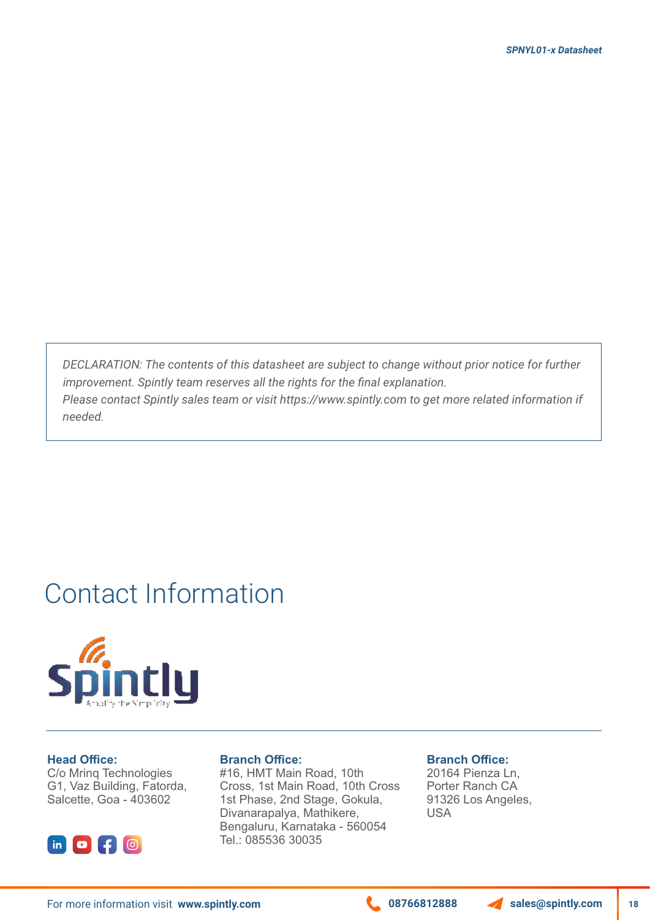*DECLARATION: The contents of this datasheet are subject to change without prior notice for further improvement. Spintly team reserves all the rights for the final explanation.*
*Please contact Spintly sales team or visit https://www.spintly.com to get more related information if needed.*

# Contact Information

**Head Office:**
C/o Mrinq Technologies
G1, Vaz Building, Fatorda,
Salcette, Goa - 403602

**Branch Office:**
#16, HMT Main Road, 10th
Cross, 1st Main Road, 10th Cross
1st Phase, 2nd Stage, Gokula,
Divanarapalya, Mathikere,
Bengaluru, Karnataka - 560054
Tel.: 085536 30035

**Branch Office:**
20164 Pienza Ln,
Porter Ranch CA
91326 Los Angeles,
USA

For more information visit **www.spintly.com** **08766812888** **sales@spintly.com**